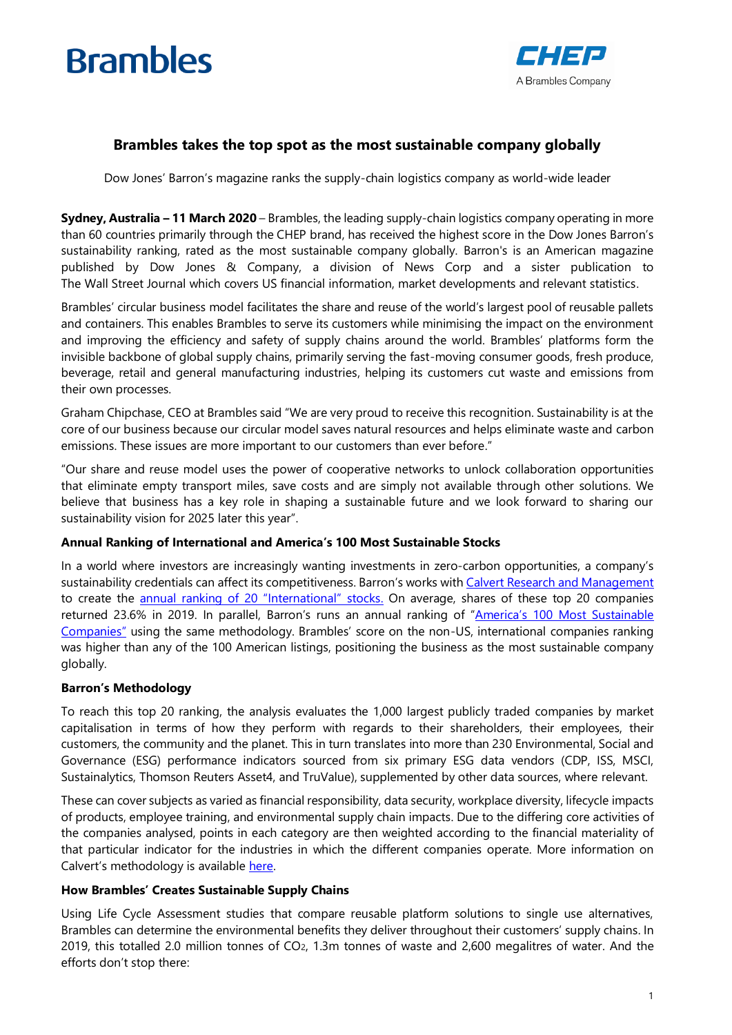# Brambles takes the top spot as the most sustainable company globally

Dow Jones' Barron's magazine ranks the supply-chain logistics company as world-wide leader

**Sydney, Australia – 11 March 2020** – Brambles, the leading supply-chain logistics company operating in more than 60 countries primarily through the CHEP brand, has received the highest score in the Dow Jones Barron's sustainability ranking, rated as the most sustainable company globally. Barron's is an American magazine published by Dow Jones & Company, a division of News Corp and a sister publication to The Wall Street Journal which covers US financial information, market developments and relevant statistics.

Brambles' circular business model facilitates the share and reuse of the world's largest pool of reusable pallets and containers. This enables Brambles to serve its customers while minimising the impact on the environment and improving the efficiency and safety of supply chains around the world. Brambles' platforms form the invisible backbone of global supply chains, primarily serving the fast-moving consumer goods, fresh produce, beverage, retail and general manufacturing industries, helping its customers cut waste and emissions from their own processes.

Graham Chipchase, CEO at Brambles said "We are very proud to receive this recognition. Sustainability is at the core of our business because our circular model saves natural resources and helps eliminate waste and carbon emissions. These issues are more important to our customers than ever before."

"Our share and reuse model uses the power of cooperative networks to unlock collaboration opportunities that eliminate empty transport miles, save costs and are simply not available through other solutions. We believe that business has a key role in shaping a sustainable future and we look forward to sharing our sustainability vision for 2025 later this year".

**Annual Ranking of International and America's 100 Most Sustainable Stocks**

In a world where investors are increasingly wanting investments in zero-carbon opportunities, a company's sustainability credentials can affect its competitiveness. Barron's works with Calvert Research and Management to create the annual ranking of 20 "International" stocks. On average, shares of these top 20 companies returned 23.6% in 2019. In parallel, Barron's runs an annual ranking of "America's 100 Most Sustainable Companies" using the same methodology. Brambles' score on the non-US, international companies ranking was higher than any of the 100 American listings, positioning the business as the most sustainable company globally.

**Barron's Methodology**

To reach this top 20 ranking, the analysis evaluates the 1,000 largest publicly traded companies by market capitalisation in terms of how they perform with regards to their shareholders, their employees, their customers, the community and the planet. This in turn translates into more than 230 Environmental, Social and Governance (ESG) performance indicators sourced from six primary ESG data vendors (CDP, ISS, MSCI, Sustainalytics, Thomson Reuters Asset4, and TruValue), supplemented by other data sources, where relevant.

These can cover subjects as varied as financial responsibility, data security, workplace diversity, lifecycle impacts of products, employee training, and environmental supply chain impacts. Due to the differing core activities of the companies analysed, points in each category are then weighted according to the financial materiality of that particular indicator for the industries in which the different companies operate. More information on Calvert's methodology is available here.

**How Brambles' Creates Sustainable Supply Chains**

Using Life Cycle Assessment studies that compare reusable platform solutions to single use alternatives, Brambles can determine the environmental benefits they deliver throughout their customers' supply chains. In 2019, this totalled 2.0 million tonnes of $CO_2$, 1.3m tonnes of waste and 2,600 megalitres of water. And the efforts don't stop there: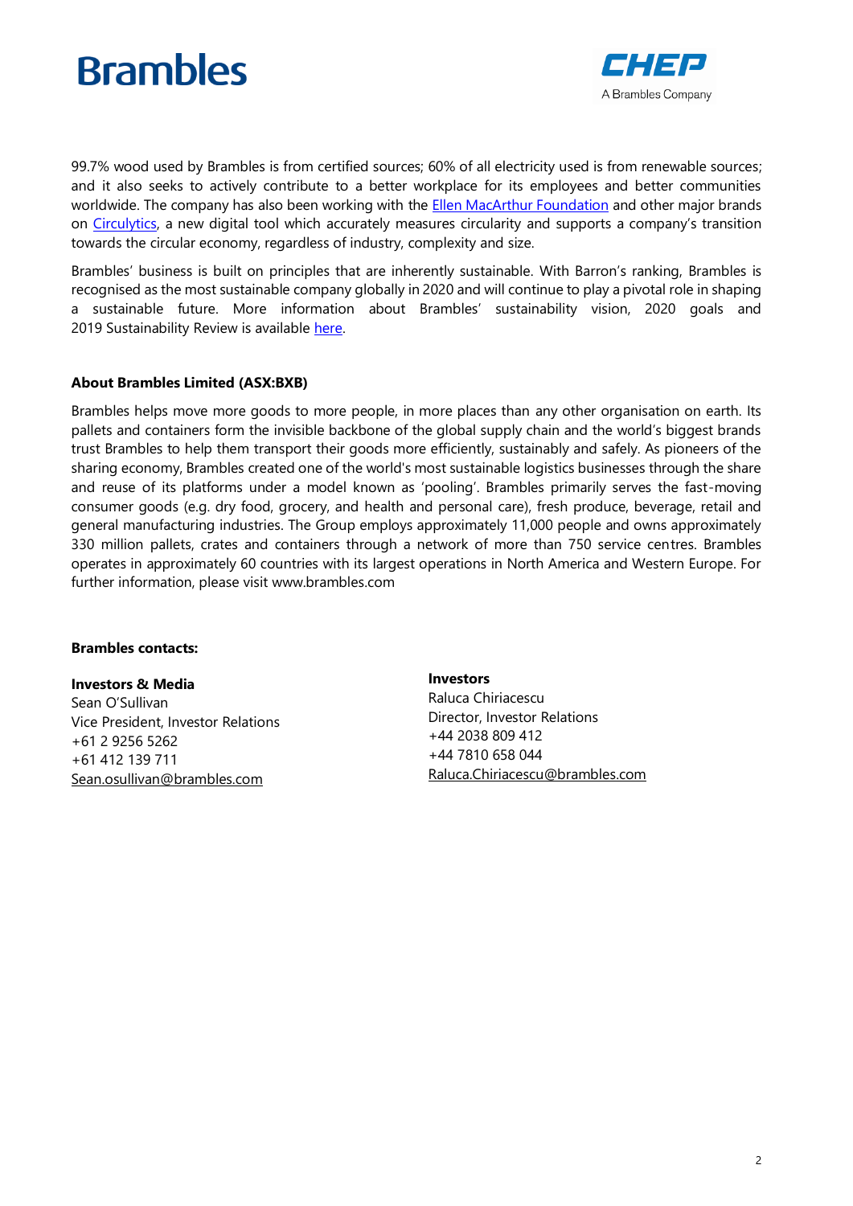99.7% wood used by Brambles is from certified sources; 60% of all electricity used is from renewable sources; and it also seeks to actively contribute to a better workplace for its employees and better communities worldwide. The company has also been working with the Ellen MacArthur Foundation and other major brands on Circulytics, a new digital tool which accurately measures circularity and supports a company's transition towards the circular economy, regardless of industry, complexity and size.

Brambles' business is built on principles that are inherently sustainable. With Barron's ranking, Brambles is recognised as the most sustainable company globally in 2020 and will continue to play a pivotal role in shaping a sustainable future. More information about Brambles' sustainability vision, 2020 goals and 2019 Sustainability Review is available here.

**About Brambles Limited (ASX:BXB)**

Brambles helps move more goods to more people, in more places than any other organisation on earth. Its pallets and containers form the invisible backbone of the global supply chain and the world's biggest brands trust Brambles to help them transport their goods more efficiently, sustainably and safely. As pioneers of the sharing economy, Brambles created one of the world's most sustainable logistics businesses through the share and reuse of its platforms under a model known as 'pooling'. Brambles primarily serves the fast-moving consumer goods (e.g. dry food, grocery, and health and personal care), fresh produce, beverage, retail and general manufacturing industries. The Group employs approximately 11,000 people and owns approximately 330 million pallets, crates and containers through a network of more than 750 service centres. Brambles operates in approximately 60 countries with its largest operations in North America and Western Europe. For further information, please visit www.brambles.com

**Brambles contacts:**

**Investors & Media**
Sean O'Sullivan
Vice President, Investor Relations
+61 2 9256 5262
+61 412 139 711
Sean.osullivan@brambles.com

**Investors**
Raluca Chiriacescu
Director, Investor Relations
+44 2038 809 412
+44 7810 658 044
Raluca.Chiriacescu@brambles.com